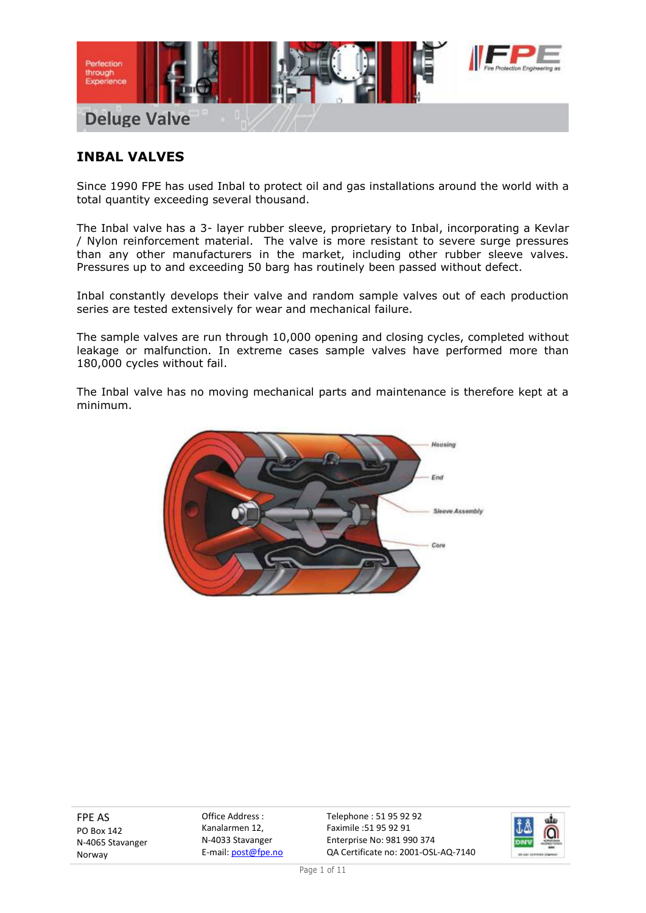# Deluge Valve

## INBAL VALVES

Since 1990 FPE has used Inbal to protect oil and gas installations around the world with a total quantity exceeding several thousand.

The Inbal valve has a 3- layer rubber sleeve, proprietary to Inbal, incorporating a Kevlar / Nylon reinforcement material. The valve is more resistant to severe surge pressures than any other manufacturers in the market, including other rubber sleeve valves. Pressures up to and exceeding 50 barg has routinely been passed without defect.

Inbal constantly develops their valve and random sample valves out of each production series are tested extensively for wear and mechanical failure.

The sample valves are run through 10,000 opening and closing cycles, completed without leakage or malfunction. In extreme cases sample valves have performed more than 180,000 cycles without fail.

The Inbal valve has no moving mechanical parts and maintenance is therefore kept at a minimum.

Housing

End

Sleeve Assembly

Core

FPE AS
PO Box 142
N-4065 Stavanger
Norway

Office Address :
Kanalarmen 12,
N-4033 Stavanger
E-mail: post@fpe.no

Telephone : 51 95 92 92
Faximile :51 95 92 91
Enterprise No: 981 990 374
QA Certificate no: 2001-OSL-AQ-7140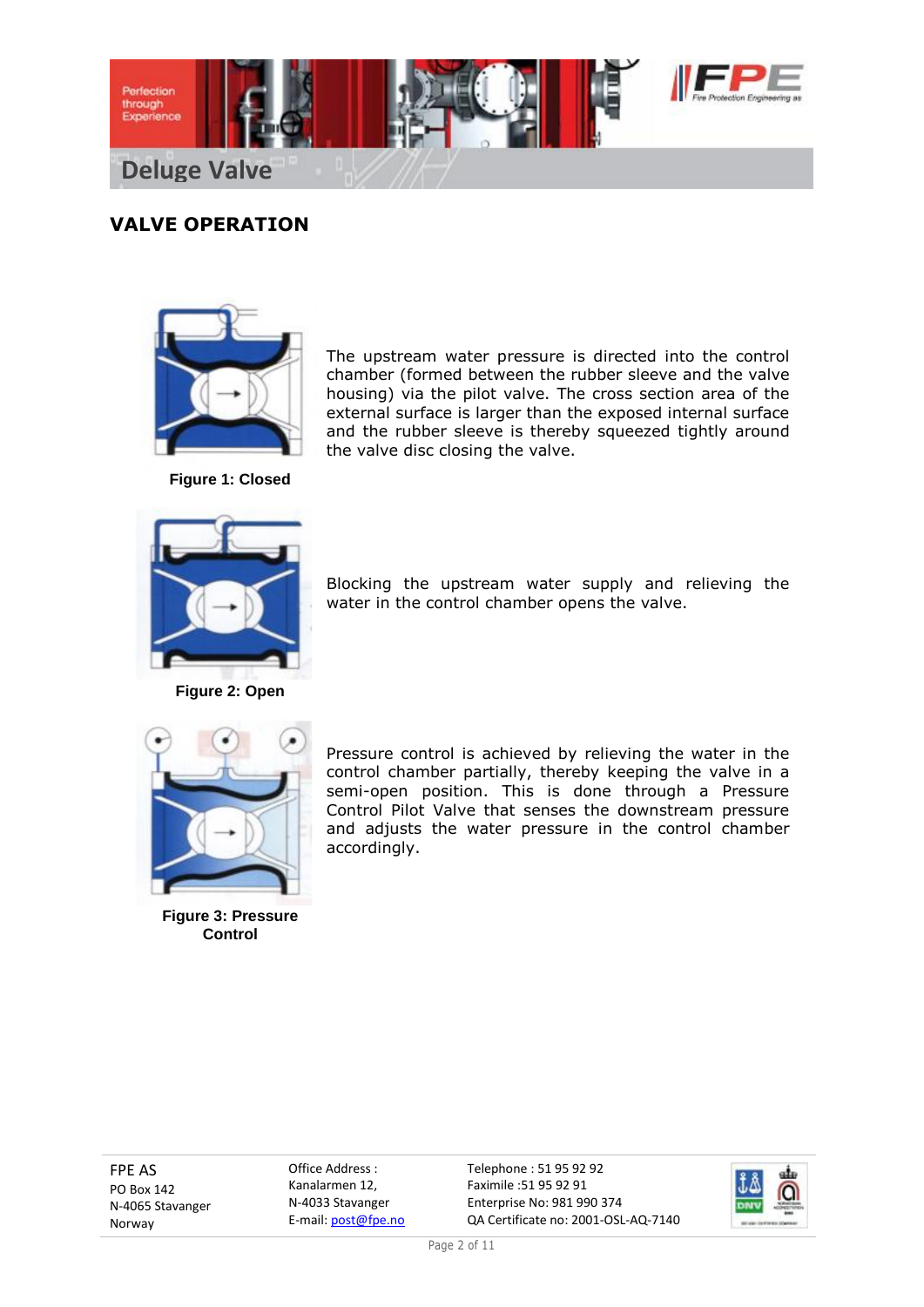# Deluge Valve

## VALVE OPERATION

The upstream water pressure is directed into the control chamber (formed between the rubber sleeve and the valve housing) via the pilot valve. The cross section area of the external surface is larger than the exposed internal surface and the rubber sleeve is thereby squeezed tightly around the valve disc closing the valve.

**Figure 1: Closed**

Blocking the upstream water supply and relieving the water in the control chamber opens the valve.

**Figure 2: Open**

Pressure control is achieved by relieving the water in the control chamber partially, thereby keeping the valve in a semi-open position. This is done through a Pressure Control Pilot Valve that senses the downstream pressure and adjusts the water pressure in the control chamber accordingly.

**Figure 3: Pressure Control**

FPE AS
PO Box 142
N-4065 Stavanger
Norway

Office Address :
Kanalarmen 12,
N-4033 Stavanger
E-mail: post@fpe.no

Telephone : 51 95 92 92
Faximile :51 95 92 91
Enterprise No: 981 990 374
QA Certificate no: 2001-OSL-AQ-7140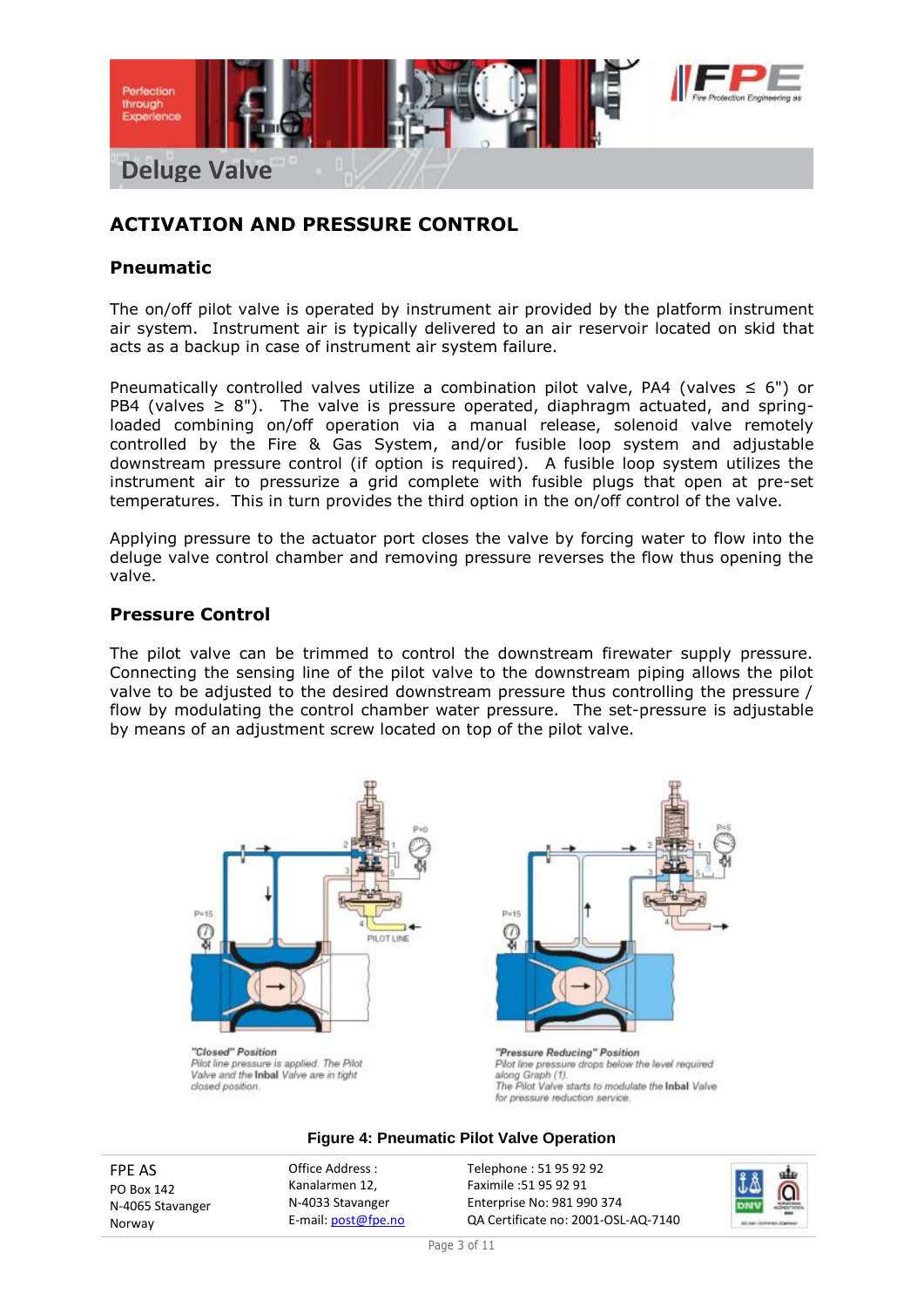# Deluge Valve

## ACTIVATION AND PRESSURE CONTROL

### Pneumatic

The on/off pilot valve is operated by instrument air provided by the platform instrument air system. Instrument air is typically delivered to an air reservoir located on skid that acts as a backup in case of instrument air system failure.

Pneumatically controlled valves utilize a combination pilot valve, PA4 (valves ≤ 6") or PB4 (valves ≥ 8"). The valve is pressure operated, diaphragm actuated, and spring-loaded combining on/off operation via a manual release, solenoid valve remotely controlled by the Fire & Gas System, and/or fusible loop system and adjustable downstream pressure control (if option is required). A fusible loop system utilizes the instrument air to pressurize a grid complete with fusible plugs that open at pre-set temperatures. This in turn provides the third option in the on/off control of the valve.

Applying pressure to the actuator port closes the valve by forcing water to flow into the deluge valve control chamber and removing pressure reverses the flow thus opening the valve.

### Pressure Control

The pilot valve can be trimmed to control the downstream firewater supply pressure. Connecting the sensing line of the pilot valve to the downstream piping allows the pilot valve to be adjusted to the desired downstream pressure thus controlling the pressure / flow by modulating the control chamber water pressure. The set-pressure is adjustable by means of an adjustment screw located on top of the pilot valve.

*"Closed" Position*
*Pilot line pressure is applied. The Pilot Valve and the **Inbal** Valve are in tight closed position.*

*"Pressure Reducing" Position*
*Pilot line pressure drops below the level required along Graph (1).*
*The Pilot Valve starts to modulate the **Inbal** Valve for pressure reduction service.*

**Figure 4: Pneumatic Pilot Valve Operation**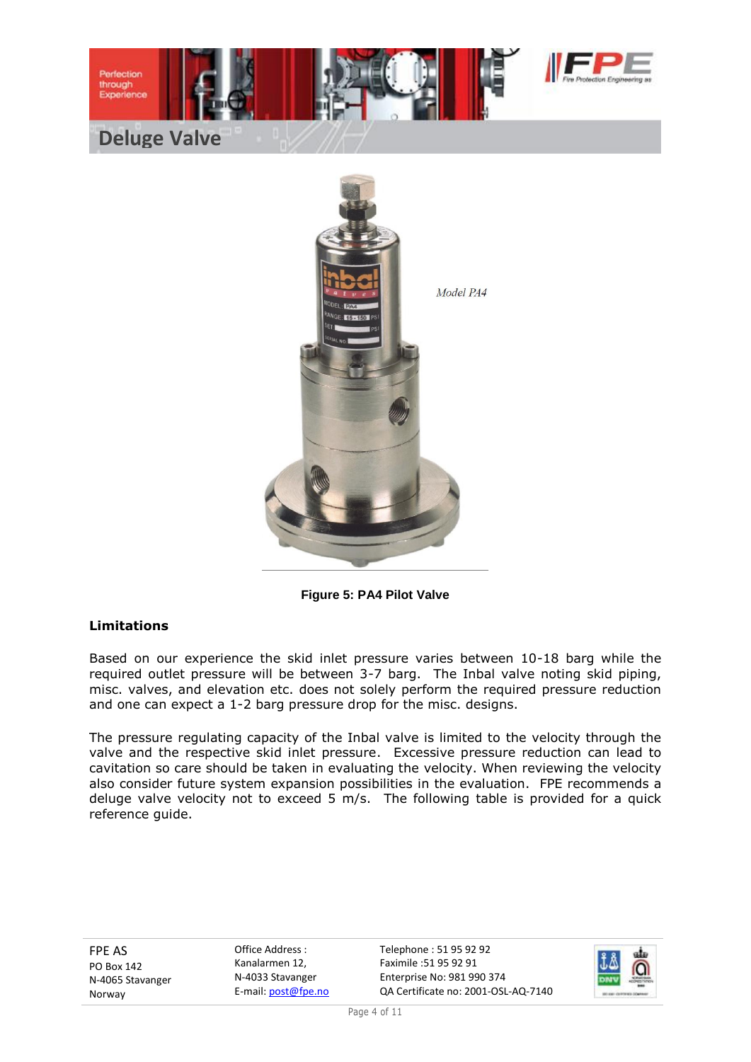# Deluge Valve

Model PA4

**Figure 5: PA4 Pilot Valve**

### Limitations

Based on our experience the skid inlet pressure varies between 10-18 barg while the required outlet pressure will be between 3-7 barg. The Inbal valve noting skid piping, misc. valves, and elevation etc. does not solely perform the required pressure reduction and one can expect a 1-2 barg pressure drop for the misc. designs.

The pressure regulating capacity of the Inbal valve is limited to the velocity through the valve and the respective skid inlet pressure. Excessive pressure reduction can lead to cavitation so care should be taken in evaluating the velocity. When reviewing the velocity also consider future system expansion possibilities in the evaluation. FPE recommends a deluge valve velocity not to exceed 5 m/s. The following table is provided for a quick reference guide.

FPE AS
PO Box 142
N-4065 Stavanger
Norway

Office Address :
Kanalarmen 12,
N-4033 Stavanger
E-mail: post@fpe.no

Telephone : 51 95 92 92
Faximile :51 95 92 91
Enterprise No: 981 990 374
QA Certificate no: 2001-OSL-AQ-7140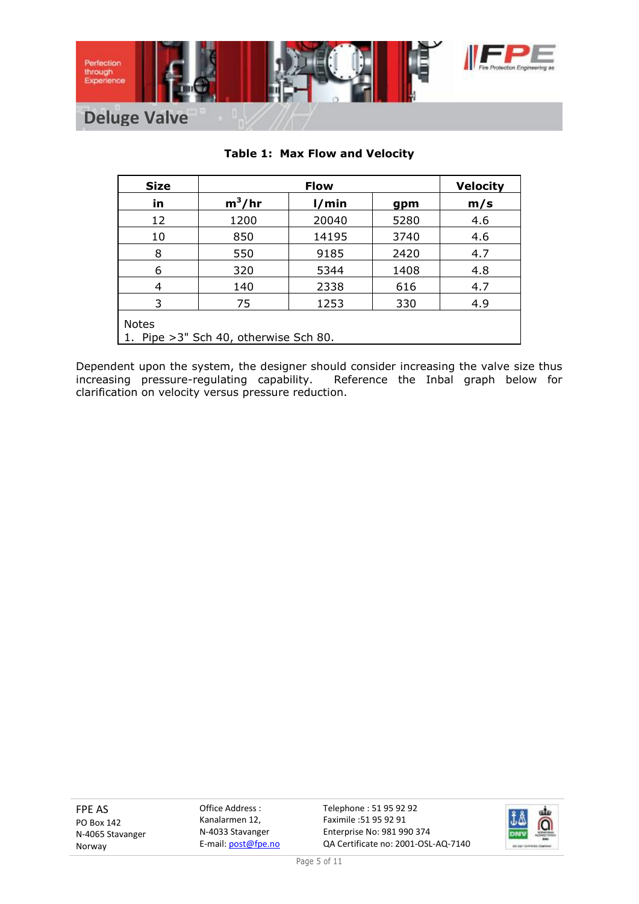# Deluge Valve

**Table 1: Max Flow and Velocity**

| Size | Flow | | | Velocity |
|---|---|---|---|---|
| in | $m^3$/hr | l/min | gpm | m/s |
| 12 | 1200 | 20040 | 5280 | 4.6 |
| 10 | 850 | 14195 | 3740 | 4.6 |
| 8 | 550 | 9185 | 2420 | 4.7 |
| 6 | 320 | 5344 | 1408 | 4.8 |
| 4 | 140 | 2338 | 616 | 4.7 |
| 3 | 75 | 1253 | 330 | 4.9 |

Notes
1. Pipe >3" Sch 40, otherwise Sch 80.

Dependent upon the system, the designer should consider increasing the valve size thus increasing pressure-regulating capability. Reference the Inbal graph below for clarification on velocity versus pressure reduction.

FPE AS
PO Box 142
N-4065 Stavanger
Norway

Office Address :
Kanalarmen 12,
N-4033 Stavanger
E-mail: post@fpe.no

Telephone : 51 95 92 92
Faximile :51 95 92 91
Enterprise No: 981 990 374
QA Certificate no: 2001-OSL-AQ-7140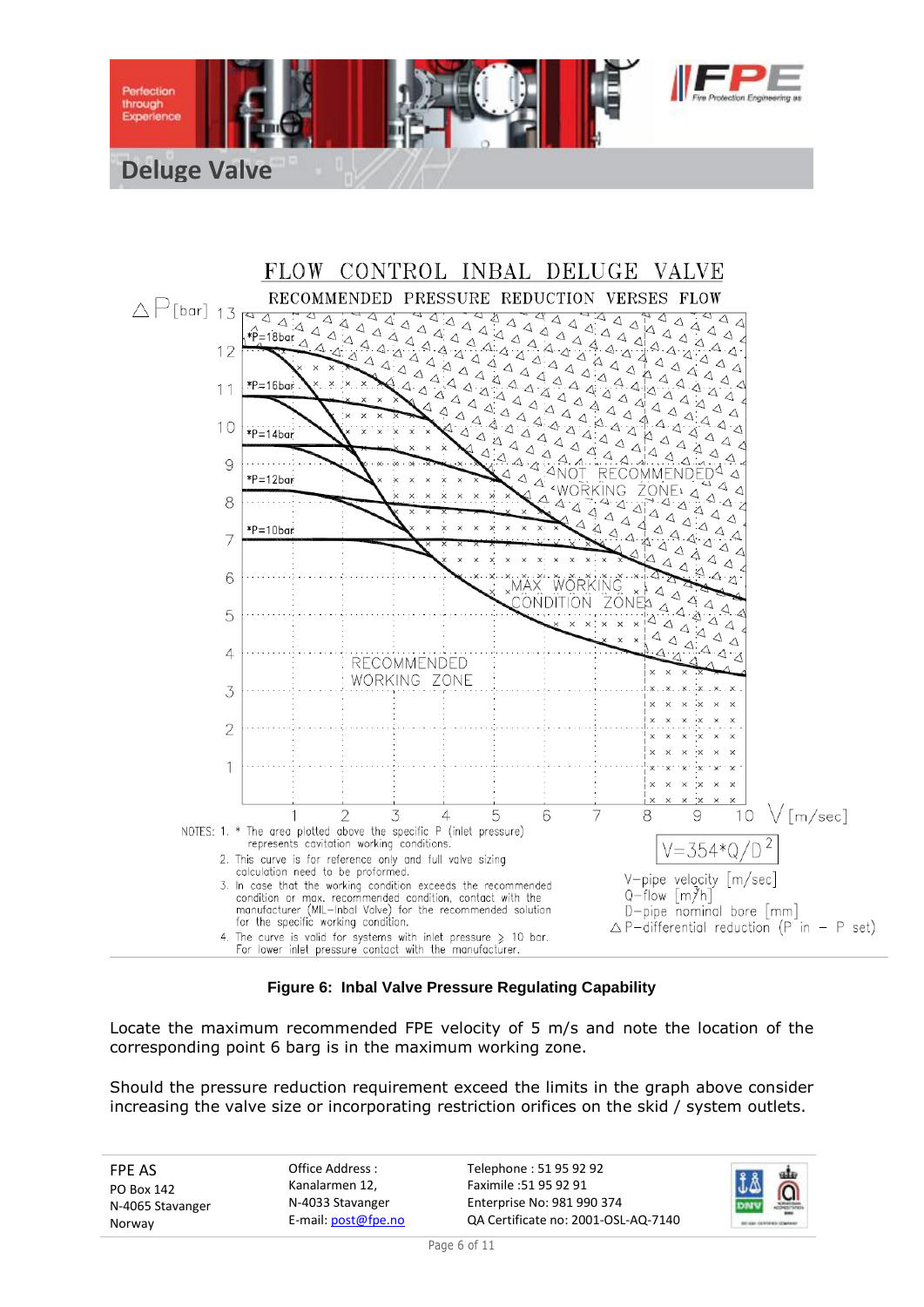# Deluge Valve

FLOW CONTROL INBAL DELUGE VALVE

RECOMMENDED PRESSURE REDUCTION VERSES FLOW

NOTES:
1. * The area plotted above the specific P (inlet pressure) represents cavitation working conditions.
2. This curve is for reference only and full valve sizing calculation need to be proformed.
3. In case that the working condition exceeds the recommended condition or max. recommended condition, contact with the manufacturer (MIL–Inbal Valve) for the recommended solution for the specific working condition.
4. The curve is valid for systems with inlet pressure ≥ 10 bar. For lower inlet pressure contact with the manufacturer.

$V=354*Q/D^2$

V–pipe velocity [m/sec]
Q–flow [m³/h]
D–pipe nominal bore [mm]
$\Delta$P–differential reduction (P in – P set)

**Figure 6: Inbal Valve Pressure Regulating Capability**

Locate the maximum recommended FPE velocity of 5 m/s and note the location of the corresponding point 6 barg is in the maximum working zone.

Should the pressure reduction requirement exceed the limits in the graph above consider increasing the valve size or incorporating restriction orifices on the skid / system outlets.

FPE AS
PO Box 142
N-4065 Stavanger
Norway

Office Address :
Kanalarmen 12,
N-4033 Stavanger
E-mail: post@fpe.no

Telephone : 51 95 92 92
Faximile :51 95 92 91
Enterprise No: 981 990 374
QA Certificate no: 2001-OSL-AQ-7140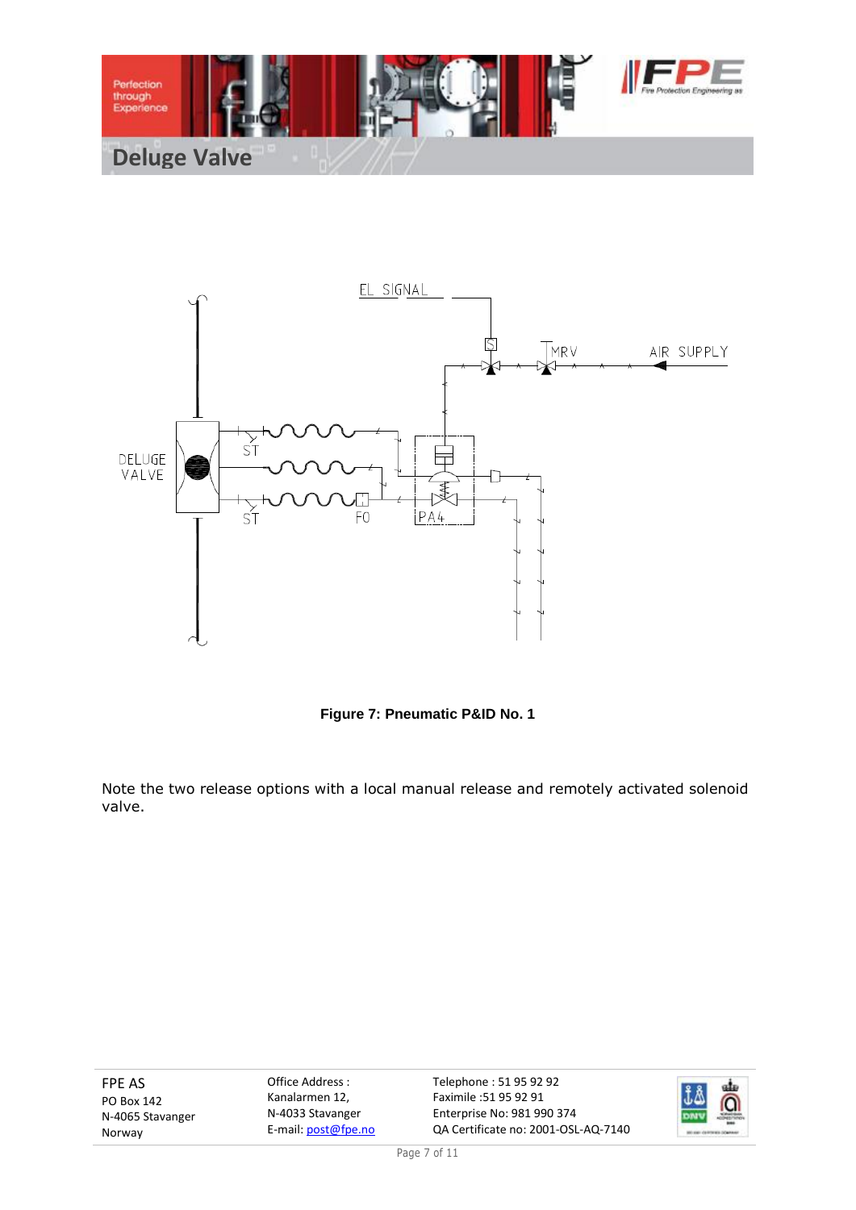Figure 7: Pneumatic P&ID No. 1

Note the two release options with a local manual release and remotely activated solenoid valve.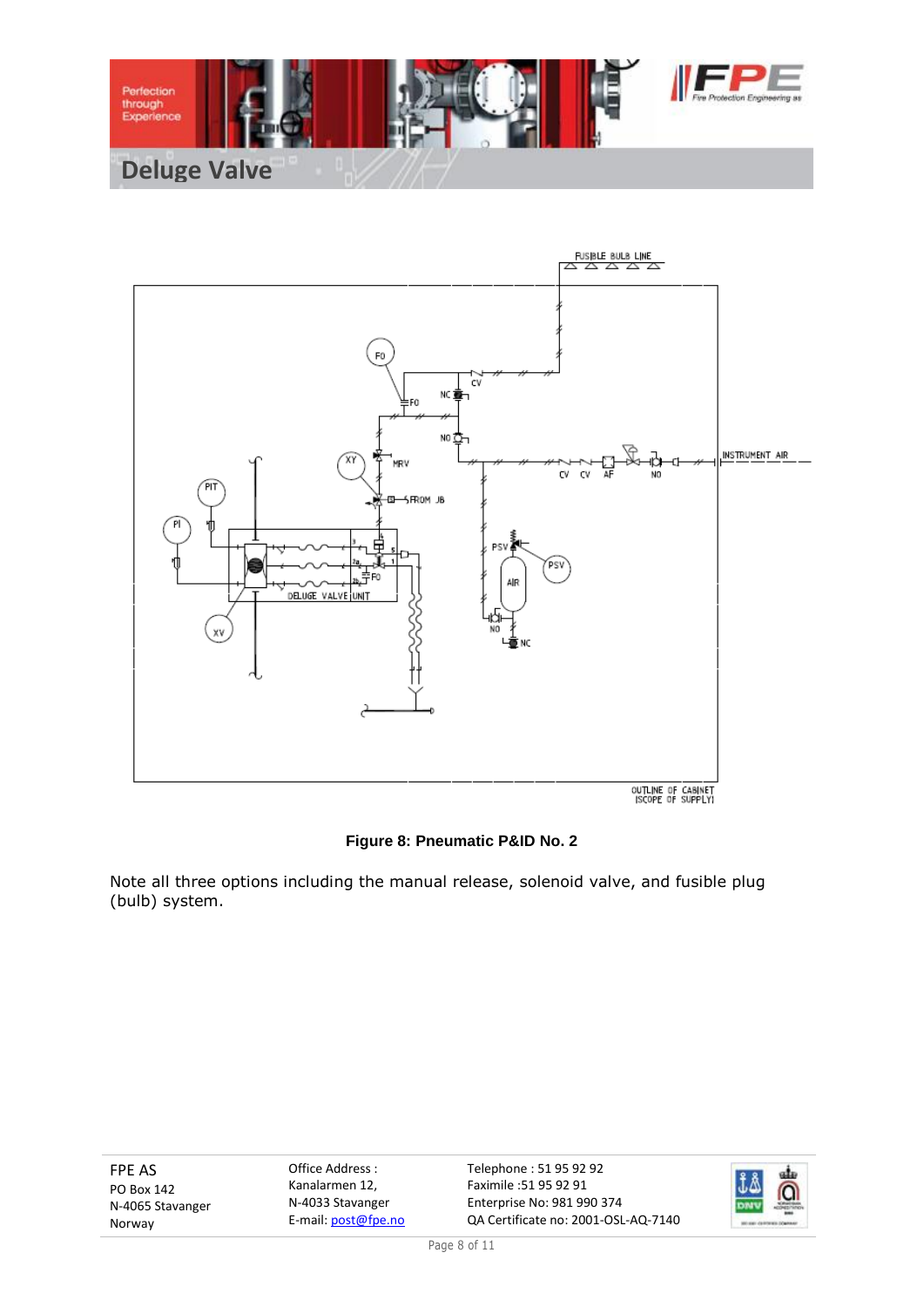# Deluge Valve

**Figure 8: Pneumatic P&ID No. 2**

Note all three options including the manual release, solenoid valve, and fusible plug (bulb) system.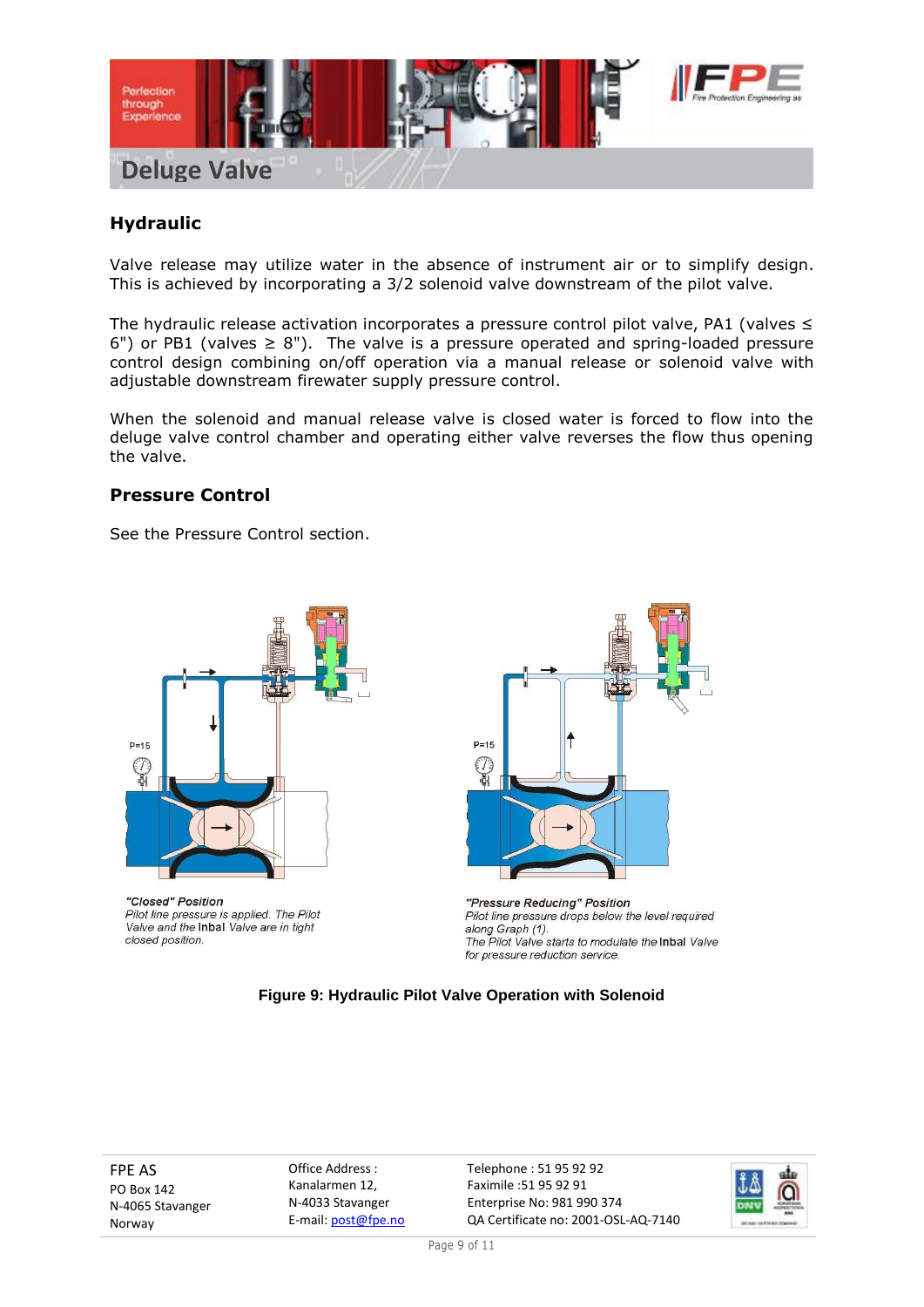## Hydraulic

Valve release may utilize water in the absence of instrument air or to simplify design. This is achieved by incorporating a 3/2 solenoid valve downstream of the pilot valve.

The hydraulic release activation incorporates a pressure control pilot valve, PA1 (valves ≤ 6") or PB1 (valves ≥ 8"). The valve is a pressure operated and spring-loaded pressure control design combining on/off operation via a manual release or solenoid valve with adjustable downstream firewater supply pressure control.

When the solenoid and manual release valve is closed water is forced to flow into the deluge valve control chamber and operating either valve reverses the flow thus opening the valve.

## Pressure Control

See the Pressure Control section.

P=15

*"Closed" Position*
*Pilot line pressure is applied. The Pilot Valve and the* Inbal *Valve are in tight closed position.*

P=15

*"Pressure Reducing" Position*
*Pilot line pressure drops below the level required along Graph (1).*
*The Pilot Valve starts to modulate the* Inbal *Valve for pressure reduction service.*

**Figure 9: Hydraulic Pilot Valve Operation with Solenoid**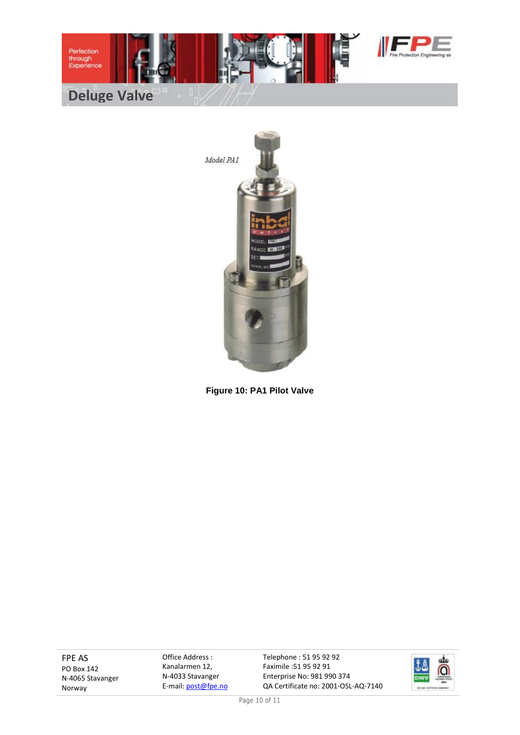Figure 10: PA1 Pilot Valve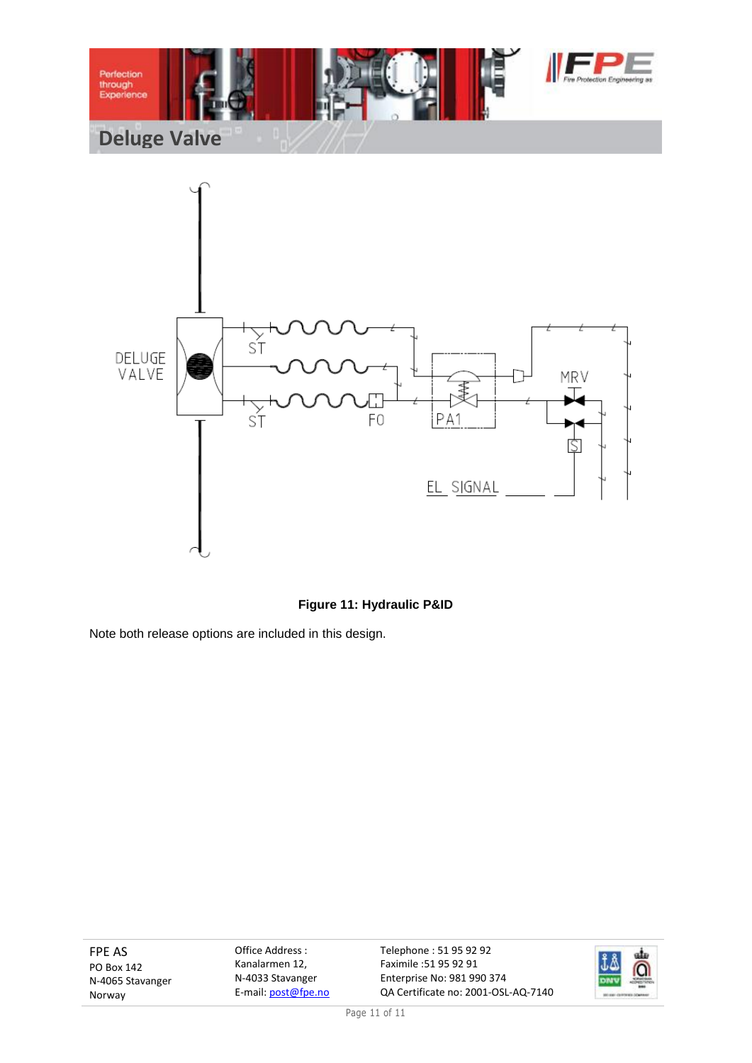# Deluge Valve

DELUGE VALVE

ST

ST

FO

PA1

MRV

S

EL SIGNAL

**Figure 11: Hydraulic P&ID**

Note both release options are included in this design.